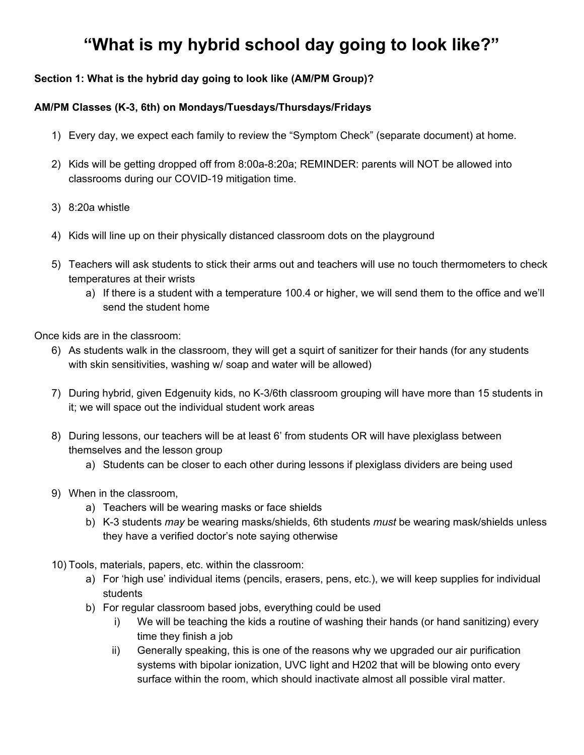# "What is my hybrid school day going to look like?"

**Section 1: What is the hybrid day going to look like (AM/PM Group)?**

**AM/PM Classes (K-3, 6th) on Mondays/Tuesdays/Thursdays/Fridays**

1) Every day, we expect each family to review the "Symptom Check" (separate document) at home.

2) Kids will be getting dropped off from 8:00a-8:20a; REMINDER: parents will NOT be allowed into classrooms during our COVID-19 mitigation time.

3) 8:20a whistle

4) Kids will line up on their physically distanced classroom dots on the playground

5) Teachers will ask students to stick their arms out and teachers will use no touch thermometers to check temperatures at their wrists
   a) If there is a student with a temperature 100.4 or higher, we will send them to the office and we'll send the student home

Once kids are in the classroom:

6) As students walk in the classroom, they will get a squirt of sanitizer for their hands (for any students with skin sensitivities, washing w/ soap and water will be allowed)

7) During hybrid, given Edgenuity kids, no K-3/6th classroom grouping will have more than 15 students in it; we will space out the individual student work areas

8) During lessons, our teachers will be at least 6' from students OR will have plexiglass between themselves and the lesson group
   a) Students can be closer to each other during lessons if plexiglass dividers are being used

9) When in the classroom,
   a) Teachers will be wearing masks or face shields
   b) K-3 students *may* be wearing masks/shields, 6th students *must* be wearing mask/shields unless they have a verified doctor's note saying otherwise

10) Tools, materials, papers, etc. within the classroom:
    a) For 'high use' individual items (pencils, erasers, pens, etc.), we will keep supplies for individual students
    b) For regular classroom based jobs, everything could be used
       i) We will be teaching the kids a routine of washing their hands (or hand sanitizing) every time they finish a job
       ii) Generally speaking, this is one of the reasons why we upgraded our air purification systems with bipolar ionization, UVC light and H202 that will be blowing onto every surface within the room, which should inactivate almost all possible viral matter.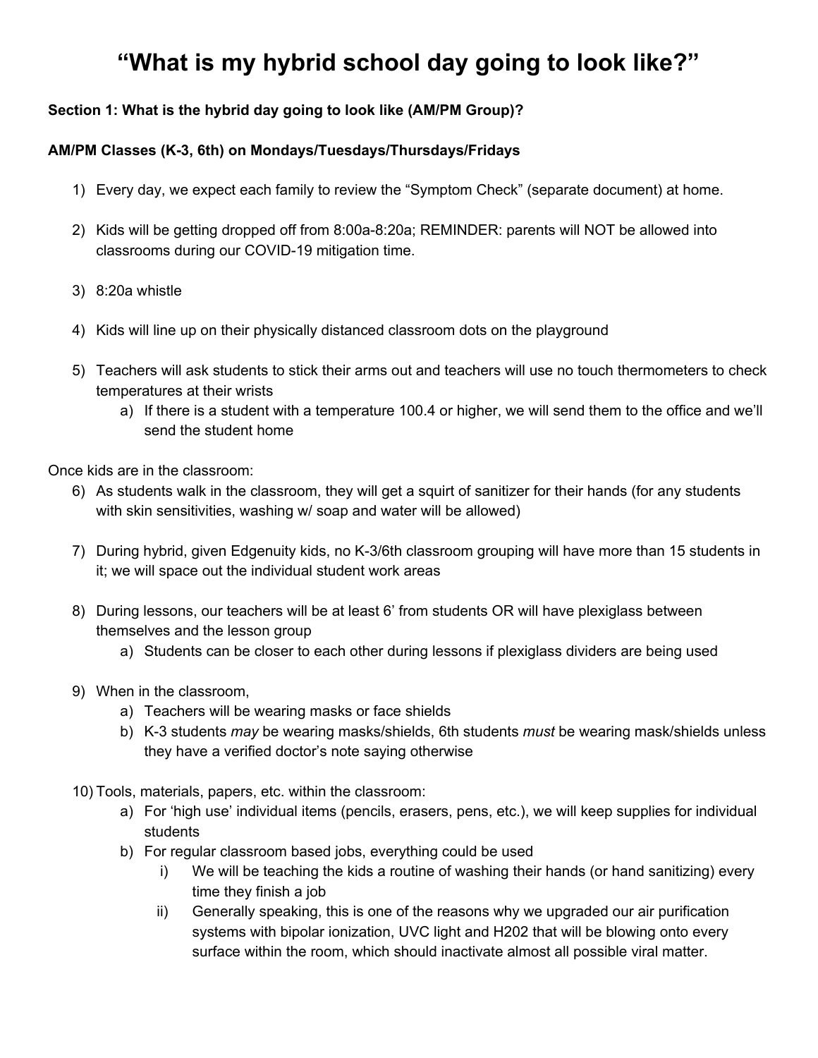# "What is my hybrid school day going to look like?"

**Section 1: What is the hybrid day going to look like (AM/PM Group)?**

**AM/PM Classes (K-3, 6th) on Mondays/Tuesdays/Thursdays/Fridays**

1) Every day, we expect each family to review the "Symptom Check" (separate document) at home.

2) Kids will be getting dropped off from 8:00a-8:20a; REMINDER: parents will NOT be allowed into classrooms during our COVID-19 mitigation time.

3) 8:20a whistle

4) Kids will line up on their physically distanced classroom dots on the playground

5) Teachers will ask students to stick their arms out and teachers will use no touch thermometers to check temperatures at their wrists
    a) If there is a student with a temperature 100.4 or higher, we will send them to the office and we'll send the student home

Once kids are in the classroom:

6) As students walk in the classroom, they will get a squirt of sanitizer for their hands (for any students with skin sensitivities, washing w/ soap and water will be allowed)

7) During hybrid, given Edgenuity kids, no K-3/6th classroom grouping will have more than 15 students in it; we will space out the individual student work areas

8) During lessons, our teachers will be at least 6' from students OR will have plexiglass between themselves and the lesson group
    a) Students can be closer to each other during lessons if plexiglass dividers are being used

9) When in the classroom,
    a) Teachers will be wearing masks or face shields
    b) K-3 students *may* be wearing masks/shields, 6th students *must* be wearing mask/shields unless they have a verified doctor's note saying otherwise

10) Tools, materials, papers, etc. within the classroom:
    a) For 'high use' individual items (pencils, erasers, pens, etc.), we will keep supplies for individual students
    b) For regular classroom based jobs, everything could be used
        i) We will be teaching the kids a routine of washing their hands (or hand sanitizing) every time they finish a job
        ii) Generally speaking, this is one of the reasons why we upgraded our air purification systems with bipolar ionization, UVC light and H202 that will be blowing onto every surface within the room, which should inactivate almost all possible viral matter.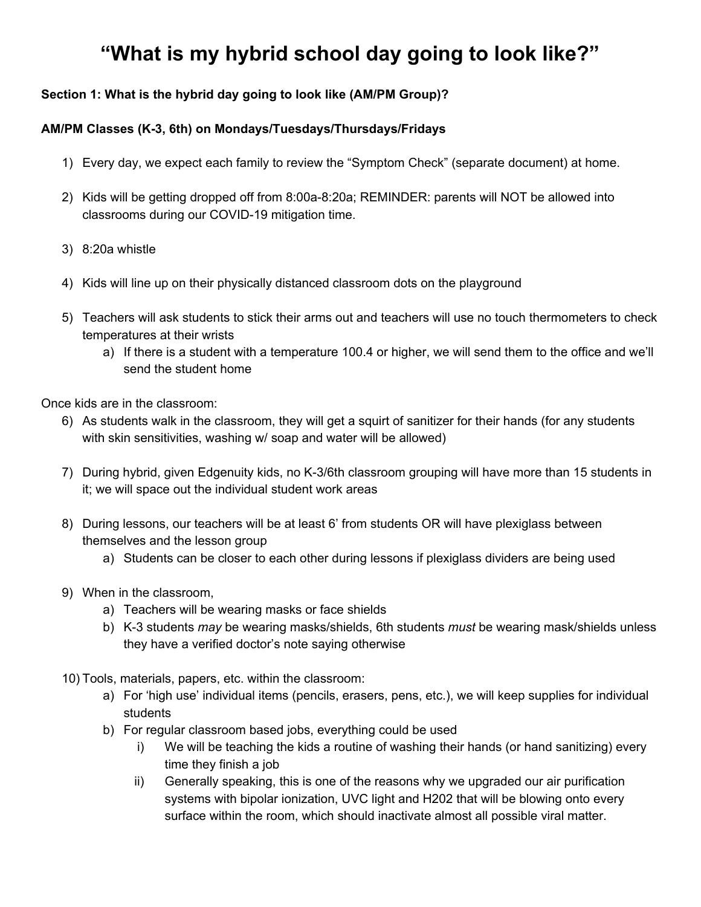# "What is my hybrid school day going to look like?"

**Section 1: What is the hybrid day going to look like (AM/PM Group)?**

**AM/PM Classes (K-3, 6th) on Mondays/Tuesdays/Thursdays/Fridays**

1) Every day, we expect each family to review the "Symptom Check" (separate document) at home.

2) Kids will be getting dropped off from 8:00a-8:20a; REMINDER: parents will NOT be allowed into classrooms during our COVID-19 mitigation time.

3) 8:20a whistle

4) Kids will line up on their physically distanced classroom dots on the playground

5) Teachers will ask students to stick their arms out and teachers will use no touch thermometers to check temperatures at their wrists
   a) If there is a student with a temperature 100.4 or higher, we will send them to the office and we'll send the student home

Once kids are in the classroom:

6) As students walk in the classroom, they will get a squirt of sanitizer for their hands (for any students with skin sensitivities, washing w/ soap and water will be allowed)

7) During hybrid, given Edgenuity kids, no K-3/6th classroom grouping will have more than 15 students in it; we will space out the individual student work areas

8) During lessons, our teachers will be at least 6' from students OR will have plexiglass between themselves and the lesson group
   a) Students can be closer to each other during lessons if plexiglass dividers are being used

9) When in the classroom,
   a) Teachers will be wearing masks or face shields
   b) K-3 students *may* be wearing masks/shields, 6th students *must* be wearing mask/shields unless they have a verified doctor's note saying otherwise

10) Tools, materials, papers, etc. within the classroom:
    a) For 'high use' individual items (pencils, erasers, pens, etc.), we will keep supplies for individual students
    b) For regular classroom based jobs, everything could be used
       i) We will be teaching the kids a routine of washing their hands (or hand sanitizing) every time they finish a job
       ii) Generally speaking, this is one of the reasons why we upgraded our air purification systems with bipolar ionization, UVC light and H202 that will be blowing onto every surface within the room, which should inactivate almost all possible viral matter.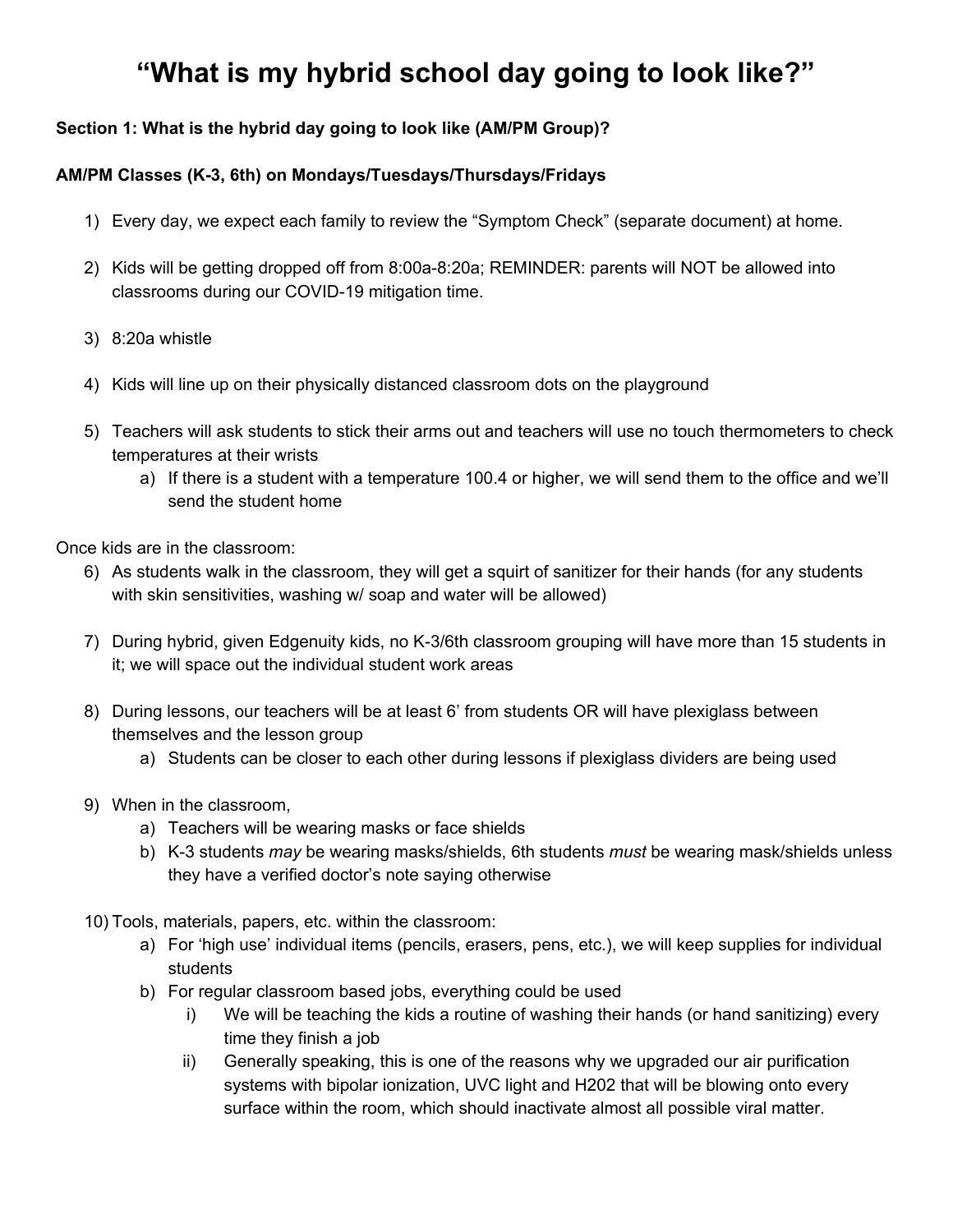# "What is my hybrid school day going to look like?"

**Section 1: What is the hybrid day going to look like (AM/PM Group)?**

**AM/PM Classes (K-3, 6th) on Mondays/Tuesdays/Thursdays/Fridays**

1) Every day, we expect each family to review the "Symptom Check" (separate document) at home.

2) Kids will be getting dropped off from 8:00a-8:20a; REMINDER: parents will NOT be allowed into classrooms during our COVID-19 mitigation time.

3) 8:20a whistle

4) Kids will line up on their physically distanced classroom dots on the playground

5) Teachers will ask students to stick their arms out and teachers will use no touch thermometers to check temperatures at their wrists
   a) If there is a student with a temperature 100.4 or higher, we will send them to the office and we'll send the student home

Once kids are in the classroom:

6) As students walk in the classroom, they will get a squirt of sanitizer for their hands (for any students with skin sensitivities, washing w/ soap and water will be allowed)

7) During hybrid, given Edgenuity kids, no K-3/6th classroom grouping will have more than 15 students in it; we will space out the individual student work areas

8) During lessons, our teachers will be at least 6' from students OR will have plexiglass between themselves and the lesson group
   a) Students can be closer to each other during lessons if plexiglass dividers are being used

9) When in the classroom,
   a) Teachers will be wearing masks or face shields
   b) K-3 students *may* be wearing masks/shields, 6th students *must* be wearing mask/shields unless they have a verified doctor's note saying otherwise

10) Tools, materials, papers, etc. within the classroom:
    a) For 'high use' individual items (pencils, erasers, pens, etc.), we will keep supplies for individual students
    b) For regular classroom based jobs, everything could be used
       i) We will be teaching the kids a routine of washing their hands (or hand sanitizing) every time they finish a job
       ii) Generally speaking, this is one of the reasons why we upgraded our air purification systems with bipolar ionization, UVC light and H202 that will be blowing onto every surface within the room, which should inactivate almost all possible viral matter.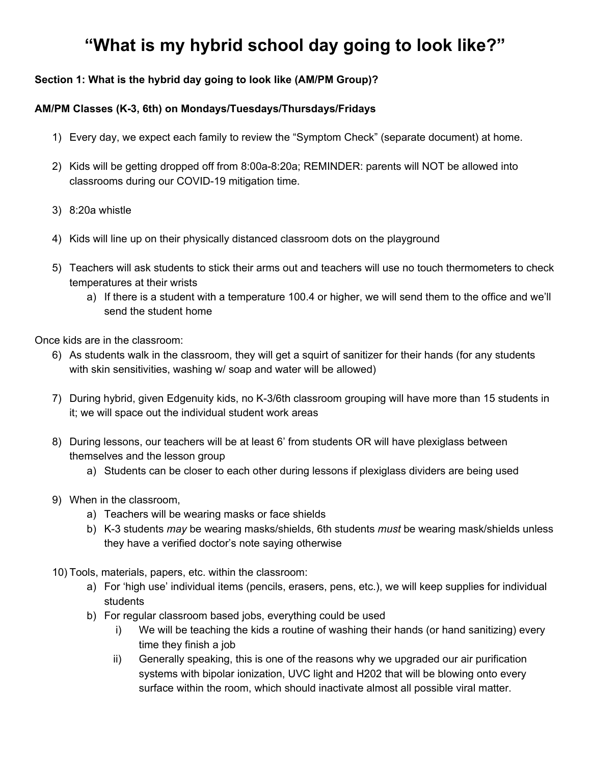# "What is my hybrid school day going to look like?"

**Section 1: What is the hybrid day going to look like (AM/PM Group)?**

**AM/PM Classes (K-3, 6th) on Mondays/Tuesdays/Thursdays/Fridays**

1) Every day, we expect each family to review the "Symptom Check" (separate document) at home.

2) Kids will be getting dropped off from 8:00a-8:20a; REMINDER: parents will NOT be allowed into classrooms during our COVID-19 mitigation time.

3) 8:20a whistle

4) Kids will line up on their physically distanced classroom dots on the playground

5) Teachers will ask students to stick their arms out and teachers will use no touch thermometers to check temperatures at their wrists
    a) If there is a student with a temperature 100.4 or higher, we will send them to the office and we'll send the student home

Once kids are in the classroom:

6) As students walk in the classroom, they will get a squirt of sanitizer for their hands (for any students with skin sensitivities, washing w/ soap and water will be allowed)

7) During hybrid, given Edgenuity kids, no K-3/6th classroom grouping will have more than 15 students in it; we will space out the individual student work areas

8) During lessons, our teachers will be at least 6' from students OR will have plexiglass between themselves and the lesson group
    a) Students can be closer to each other during lessons if plexiglass dividers are being used

9) When in the classroom,
    a) Teachers will be wearing masks or face shields
    b) K-3 students *may* be wearing masks/shields, 6th students *must* be wearing mask/shields unless they have a verified doctor's note saying otherwise

10) Tools, materials, papers, etc. within the classroom:
    a) For 'high use' individual items (pencils, erasers, pens, etc.), we will keep supplies for individual students
    b) For regular classroom based jobs, everything could be used
        i) We will be teaching the kids a routine of washing their hands (or hand sanitizing) every time they finish a job
        ii) Generally speaking, this is one of the reasons why we upgraded our air purification systems with bipolar ionization, UVC light and H202 that will be blowing onto every surface within the room, which should inactivate almost all possible viral matter.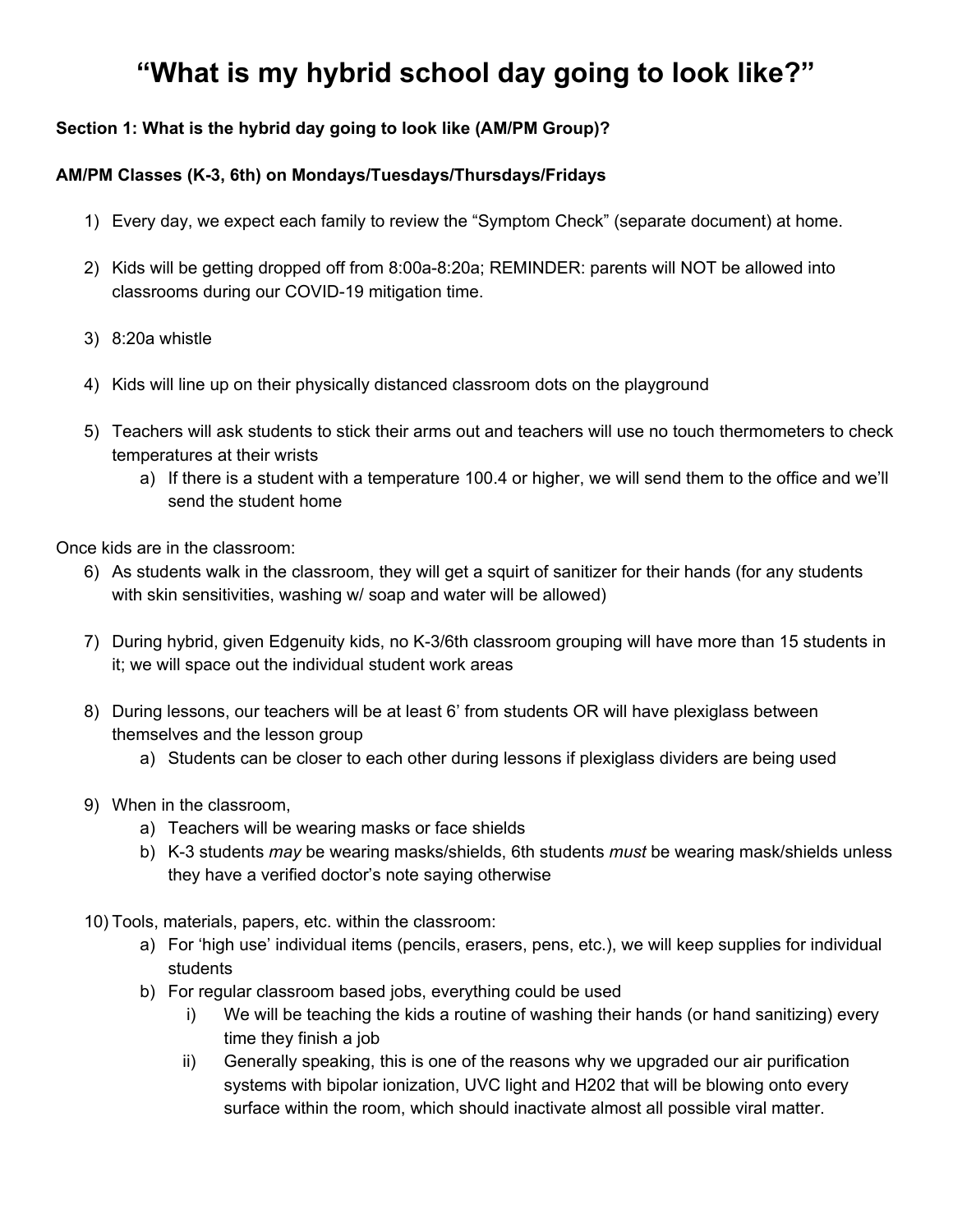# "What is my hybrid school day going to look like?"

**Section 1: What is the hybrid day going to look like (AM/PM Group)?**

**AM/PM Classes (K-3, 6th) on Mondays/Tuesdays/Thursdays/Fridays**

1) Every day, we expect each family to review the "Symptom Check" (separate document) at home.

2) Kids will be getting dropped off from 8:00a-8:20a; REMINDER: parents will NOT be allowed into classrooms during our COVID-19 mitigation time.

3) 8:20a whistle

4) Kids will line up on their physically distanced classroom dots on the playground

5) Teachers will ask students to stick their arms out and teachers will use no touch thermometers to check temperatures at their wrists
   a) If there is a student with a temperature 100.4 or higher, we will send them to the office and we'll send the student home

Once kids are in the classroom:

6) As students walk in the classroom, they will get a squirt of sanitizer for their hands (for any students with skin sensitivities, washing w/ soap and water will be allowed)

7) During hybrid, given Edgenuity kids, no K-3/6th classroom grouping will have more than 15 students in it; we will space out the individual student work areas

8) During lessons, our teachers will be at least 6' from students OR will have plexiglass between themselves and the lesson group
   a) Students can be closer to each other during lessons if plexiglass dividers are being used

9) When in the classroom,
   a) Teachers will be wearing masks or face shields
   b) K-3 students *may* be wearing masks/shields, 6th students *must* be wearing mask/shields unless they have a verified doctor's note saying otherwise

10) Tools, materials, papers, etc. within the classroom:
    a) For 'high use' individual items (pencils, erasers, pens, etc.), we will keep supplies for individual students
    b) For regular classroom based jobs, everything could be used
       i) We will be teaching the kids a routine of washing their hands (or hand sanitizing) every time they finish a job
       ii) Generally speaking, this is one of the reasons why we upgraded our air purification systems with bipolar ionization, UVC light and H202 that will be blowing onto every surface within the room, which should inactivate almost all possible viral matter.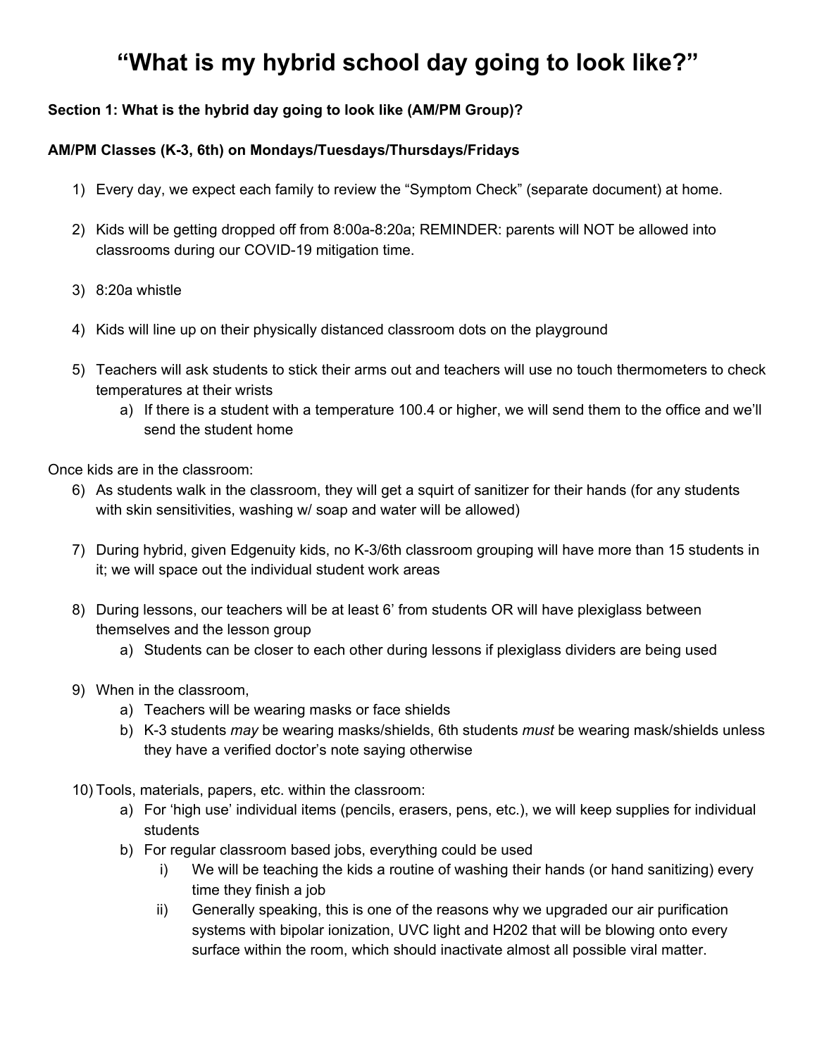# "What is my hybrid school day going to look like?"

**Section 1: What is the hybrid day going to look like (AM/PM Group)?**

**AM/PM Classes (K-3, 6th) on Mondays/Tuesdays/Thursdays/Fridays**

1) Every day, we expect each family to review the "Symptom Check" (separate document) at home.

2) Kids will be getting dropped off from 8:00a-8:20a; REMINDER: parents will NOT be allowed into classrooms during our COVID-19 mitigation time.

3) 8:20a whistle

4) Kids will line up on their physically distanced classroom dots on the playground

5) Teachers will ask students to stick their arms out and teachers will use no touch thermometers to check temperatures at their wrists
    a) If there is a student with a temperature 100.4 or higher, we will send them to the office and we'll send the student home

Once kids are in the classroom:

6) As students walk in the classroom, they will get a squirt of sanitizer for their hands (for any students with skin sensitivities, washing w/ soap and water will be allowed)

7) During hybrid, given Edgenuity kids, no K-3/6th classroom grouping will have more than 15 students in it; we will space out the individual student work areas

8) During lessons, our teachers will be at least 6' from students OR will have plexiglass between themselves and the lesson group
    a) Students can be closer to each other during lessons if plexiglass dividers are being used

9) When in the classroom,
    a) Teachers will be wearing masks or face shields
    b) K-3 students *may* be wearing masks/shields, 6th students *must* be wearing mask/shields unless they have a verified doctor's note saying otherwise

10) Tools, materials, papers, etc. within the classroom:
    a) For 'high use' individual items (pencils, erasers, pens, etc.), we will keep supplies for individual students
    b) For regular classroom based jobs, everything could be used
        i) We will be teaching the kids a routine of washing their hands (or hand sanitizing) every time they finish a job
        ii) Generally speaking, this is one of the reasons why we upgraded our air purification systems with bipolar ionization, UVC light and H202 that will be blowing onto every surface within the room, which should inactivate almost all possible viral matter.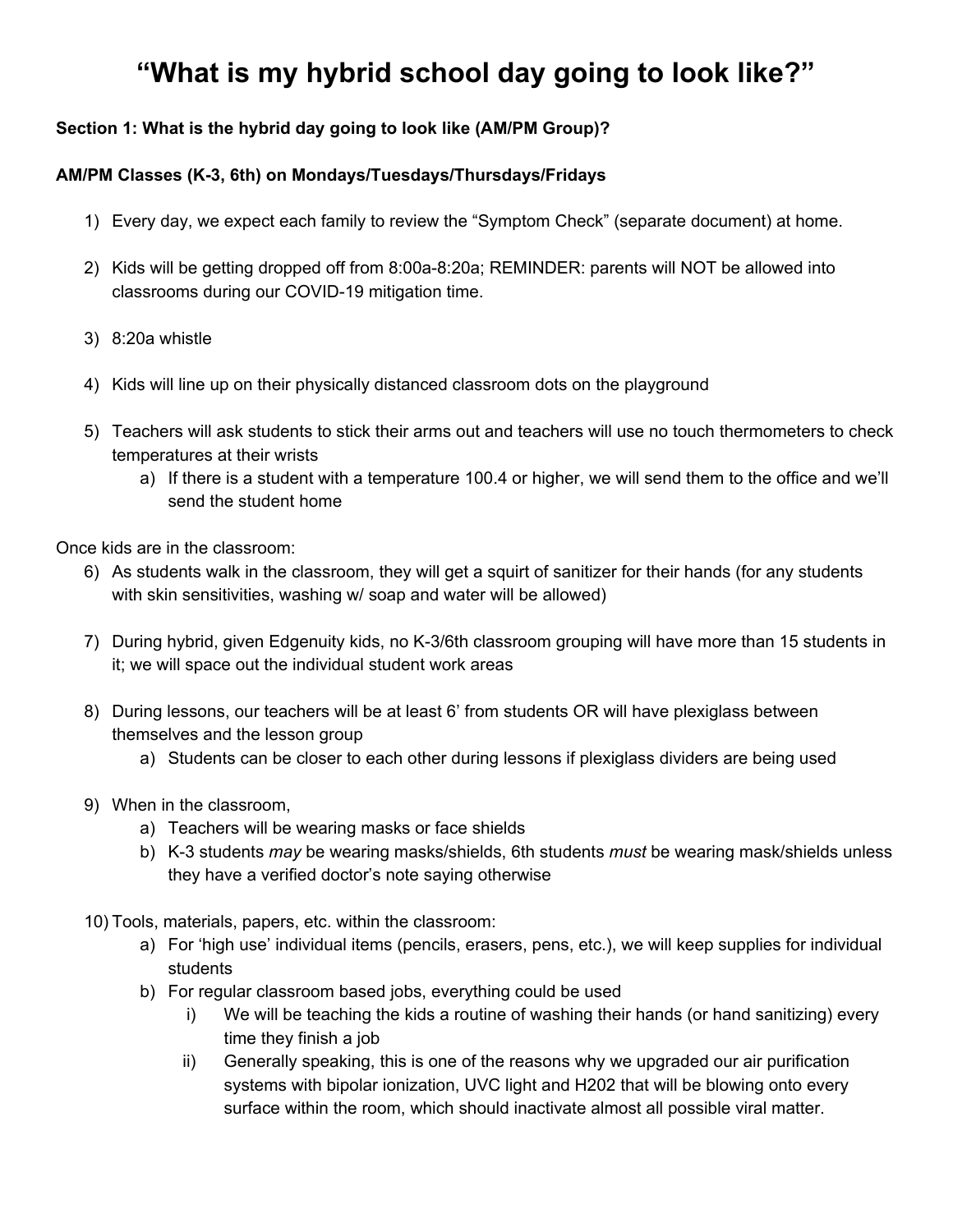# "What is my hybrid school day going to look like?"

**Section 1: What is the hybrid day going to look like (AM/PM Group)?**

**AM/PM Classes (K-3, 6th) on Mondays/Tuesdays/Thursdays/Fridays**

1) Every day, we expect each family to review the "Symptom Check" (separate document) at home.

2) Kids will be getting dropped off from 8:00a-8:20a; REMINDER: parents will NOT be allowed into classrooms during our COVID-19 mitigation time.

3) 8:20a whistle

4) Kids will line up on their physically distanced classroom dots on the playground

5) Teachers will ask students to stick their arms out and teachers will use no touch thermometers to check temperatures at their wrists
   a) If there is a student with a temperature 100.4 or higher, we will send them to the office and we'll send the student home

Once kids are in the classroom:

6) As students walk in the classroom, they will get a squirt of sanitizer for their hands (for any students with skin sensitivities, washing w/ soap and water will be allowed)

7) During hybrid, given Edgenuity kids, no K-3/6th classroom grouping will have more than 15 students in it; we will space out the individual student work areas

8) During lessons, our teachers will be at least 6' from students OR will have plexiglass between themselves and the lesson group
   a) Students can be closer to each other during lessons if plexiglass dividers are being used

9) When in the classroom,
   a) Teachers will be wearing masks or face shields
   b) K-3 students *may* be wearing masks/shields, 6th students *must* be wearing mask/shields unless they have a verified doctor's note saying otherwise

10) Tools, materials, papers, etc. within the classroom:
    a) For 'high use' individual items (pencils, erasers, pens, etc.), we will keep supplies for individual students
    b) For regular classroom based jobs, everything could be used
       i) We will be teaching the kids a routine of washing their hands (or hand sanitizing) every time they finish a job
       ii) Generally speaking, this is one of the reasons why we upgraded our air purification systems with bipolar ionization, UVC light and H202 that will be blowing onto every surface within the room, which should inactivate almost all possible viral matter.